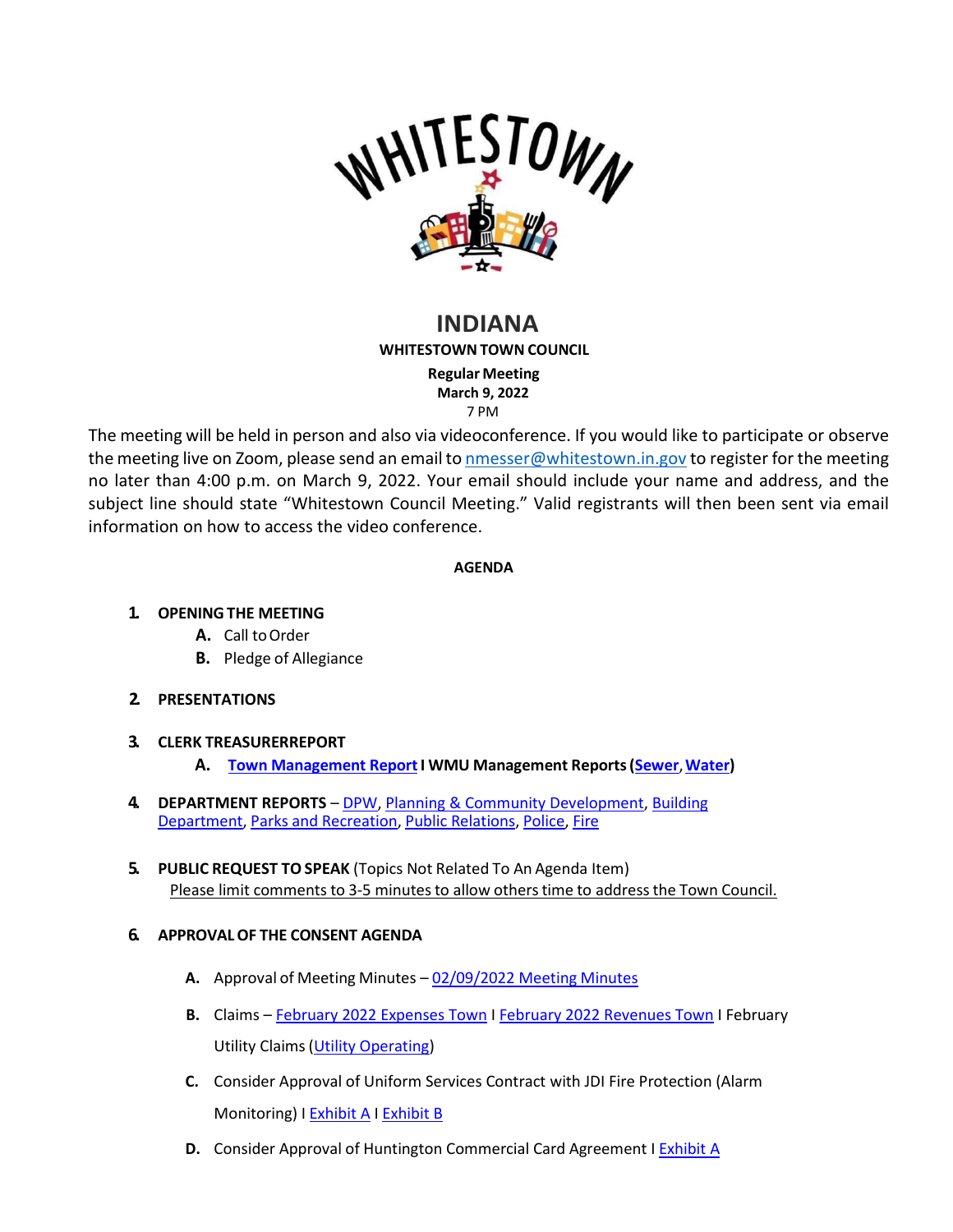# INDIANA

## WHITESTOWN TOWN COUNCIL

**Regular Meeting**
**March 9, 2022**
7 PM

The meeting will be held in person and also via videoconference. If you would like to participate or observe the meeting live on Zoom, please send an email to nmesser@whitestown.in.gov to register for the meeting no later than 4:00 p.m. on March 9, 2022. Your email should include your name and address, and the subject line should state "Whitestown Council Meeting." Valid registrants will then been sent via email information on how to access the video conference.

**AGENDA**

1. **OPENING THE MEETING**
   - **A.** Call to Order
   - **B.** Pledge of Allegiance

2. **PRESENTATIONS**

3. **CLERK TREASURERREPORT**
   - **A. Town Management Report I WMU Management Reports (Sewer, Water)**

4. **DEPARTMENT REPORTS** – DPW, Planning & Community Development, Building Department, Parks and Recreation, Public Relations, Police, Fire

5. **PUBLIC REQUEST TO SPEAK** (Topics Not Related To An Agenda Item)
   Please limit comments to 3-5 minutes to allow others time to address the Town Council.

6. **APPROVAL OF THE CONSENT AGENDA**
   - **A.** Approval of Meeting Minutes – 02/09/2022 Meeting Minutes
   - **B.** Claims – February 2022 Expenses Town I February 2022 Revenues Town I February Utility Claims (Utility Operating)
   - **C.** Consider Approval of Uniform Services Contract with JDI Fire Protection (Alarm Monitoring) I Exhibit A I Exhibit B
   - **D.** Consider Approval of Huntington Commercial Card Agreement I Exhibit A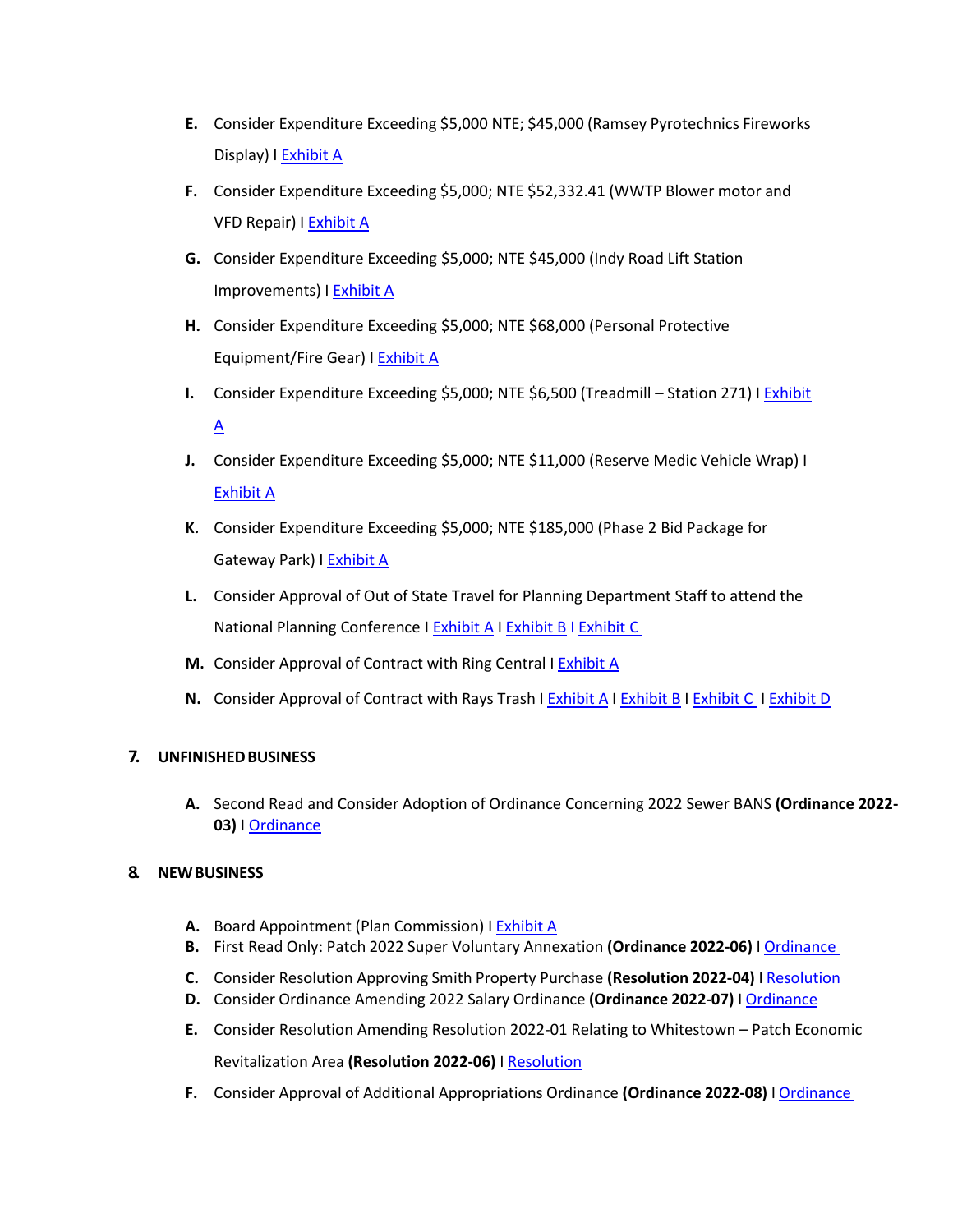E. Consider Expenditure Exceeding $5,000 NTE; $45,000 (Ramsey Pyrotechnics Fireworks Display) I Exhibit A

F. Consider Expenditure Exceeding $5,000; NTE $52,332.41 (WWTP Blower motor and VFD Repair) I Exhibit A

G. Consider Expenditure Exceeding $5,000; NTE $45,000 (Indy Road Lift Station Improvements) I Exhibit A

H. Consider Expenditure Exceeding $5,000; NTE $68,000 (Personal Protective Equipment/Fire Gear) I Exhibit A

I. Consider Expenditure Exceeding $5,000; NTE $6,500 (Treadmill – Station 271) I Exhibit A

J. Consider Expenditure Exceeding $5,000; NTE $11,000 (Reserve Medic Vehicle Wrap) I Exhibit A

K. Consider Expenditure Exceeding $5,000; NTE $185,000 (Phase 2 Bid Package for Gateway Park) I Exhibit A

L. Consider Approval of Out of State Travel for Planning Department Staff to attend the National Planning Conference I Exhibit A I Exhibit B I Exhibit C

M. Consider Approval of Contract with Ring Central I Exhibit A

N. Consider Approval of Contract with Rays Trash I Exhibit A I Exhibit B I Exhibit C I Exhibit D

## 7. UNFINISHED BUSINESS

A. Second Read and Consider Adoption of Ordinance Concerning 2022 Sewer BANS **(Ordinance 2022-03)** I Ordinance

## 8. NEW BUSINESS

A. Board Appointment (Plan Commission) I Exhibit A

B. First Read Only: Patch 2022 Super Voluntary Annexation **(Ordinance 2022-06)** I Ordinance

C. Consider Resolution Approving Smith Property Purchase **(Resolution 2022-04)** I Resolution

D. Consider Ordinance Amending 2022 Salary Ordinance **(Ordinance 2022-07)** I Ordinance

E. Consider Resolution Amending Resolution 2022-01 Relating to Whitestown – Patch Economic Revitalization Area **(Resolution 2022-06)** I Resolution

F. Consider Approval of Additional Appropriations Ordinance **(Ordinance 2022-08)** I Ordinance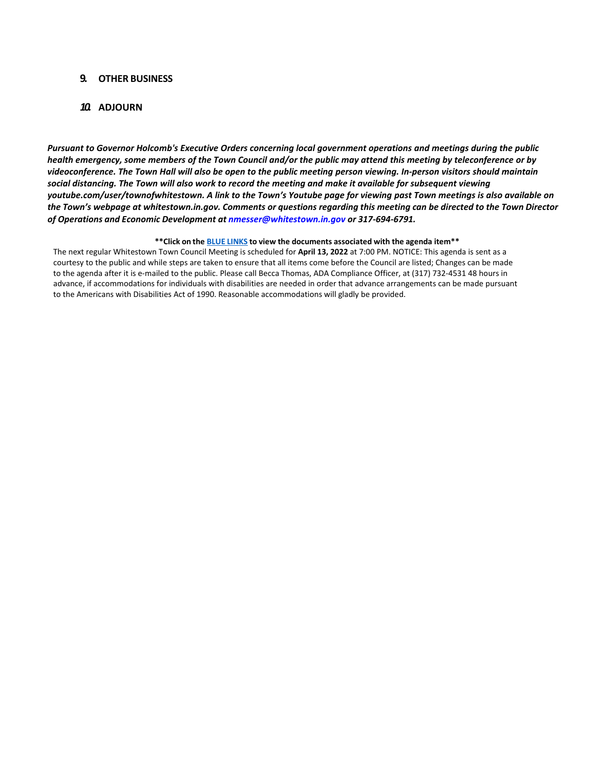## 9. OTHER BUSINESS

## 10. ADJOURN

***Pursuant to Governor Holcomb's Executive Orders concerning local government operations and meetings during the public health emergency, some members of the Town Council and/or the public may attend this meeting by teleconference or by videoconference. The Town Hall will also be open to the public meeting person viewing. In-person visitors should maintain social distancing. The Town will also work to record the meeting and make it available for subsequent viewing youtube.com/user/townofwhitestown. A link to the Town's Youtube page for viewing past Town meetings is also available on the Town's webpage at whitestown.in.gov. Comments or questions regarding this meeting can be directed to the Town Director of Operations and Economic Development at nmesser@whitestown.in.gov or 317-694-6791.***

**\*\*Click on the BLUE LINKS to view the documents associated with the agenda item\*\***

The next regular Whitestown Town Council Meeting is scheduled for **April 13, 2022** at 7:00 PM. NOTICE: This agenda is sent as a courtesy to the public and while steps are taken to ensure that all items come before the Council are listed; Changes can be made to the agenda after it is e-mailed to the public. Please call Becca Thomas, ADA Compliance Officer, at (317) 732-4531 48 hours in advance, if accommodations for individuals with disabilities are needed in order that advance arrangements can be made pursuant to the Americans with Disabilities Act of 1990. Reasonable accommodations will gladly be provided.